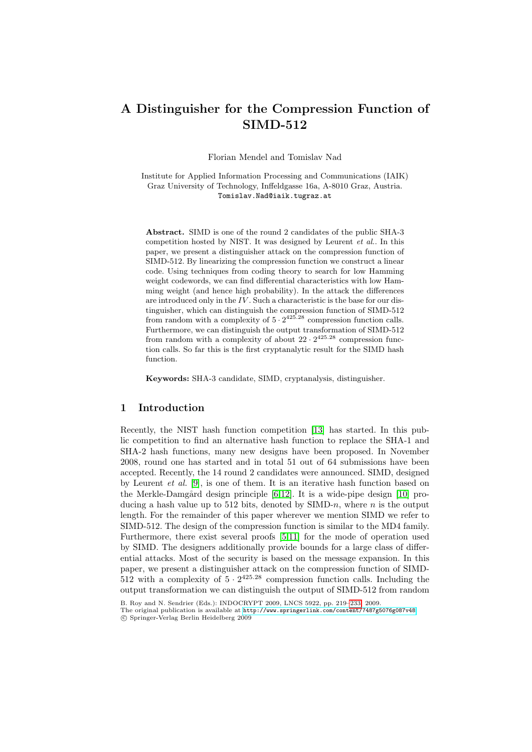# A Distinguisher for the Compression Function of SIMD-512

Florian Mendel and Tomislav Nad

Institute for Applied Information Processing and Communications (IAIK)
Graz University of Technology, Inffeldgasse 16a, A-8010 Graz, Austria.
Tomislav.Nad@iaik.tugraz.at

**Abstract.** SIMD is one of the round 2 candidates of the public SHA-3 competition hosted by NIST. It was designed by Leurent *et al.*. In this paper, we present a distinguisher attack on the compression function of SIMD-512. By linearizing the compression function we construct a linear code. Using techniques from coding theory to search for low Hamming weight codewords, we can find differential characteristics with low Hamming weight (and hence high probability). In the attack the differences are introduced only in the $IV$. Such a characteristic is the base for our distinguisher, which can distinguish the compression function of SIMD-512 from random with a complexity of $5 \cdot 2^{425.28}$ compression function calls. Furthermore, we can distinguish the output transformation of SIMD-512 from random with a complexity of about $22 \cdot 2^{425.28}$ compression function calls. So far this is the first cryptanalytic result for the SIMD hash function.

**Keywords:** SHA-3 candidate, SIMD, cryptanalysis, distinguisher.

## 1 Introduction

Recently, the NIST hash function competition [13] has started. In this public competition to find an alternative hash function to replace the SHA-1 and SHA-2 hash functions, many new designs have been proposed. In November 2008, round one has started and in total 51 out of 64 submissions have been accepted. Recently, the 14 round 2 candidates were announced. SIMD, designed by Leurent *et al.* [9], is one of them. It is an iterative hash function based on the Merkle-Damgård design principle [6,12]. It is a wide-pipe design [10] producing a hash value up to 512 bits, denoted by SIMD-$n$, where $n$ is the output length. For the remainder of this paper wherever we mention SIMD we refer to SIMD-512. The design of the compression function is similar to the MD4 family. Furthermore, there exist several proofs [5,11] for the mode of operation used by SIMD. The designers additionally provide bounds for a large class of differential attacks. Most of the security is based on the message expansion. In this paper, we present a distinguisher attack on the compression function of SIMD-512 with a complexity of $5 \cdot 2^{425.28}$ compression function calls. Including the output transformation we can distinguish the output of SIMD-512 from random

B. Roy and N. Sendrier (Eds.): INDOCRYPT 2009, LNCS 5922, pp. 219–233, 2009.
The original publication is available at http://www.springerlink.com/content/7487g5076g087v48
© Springer-Verlag Berlin Heidelberg 2009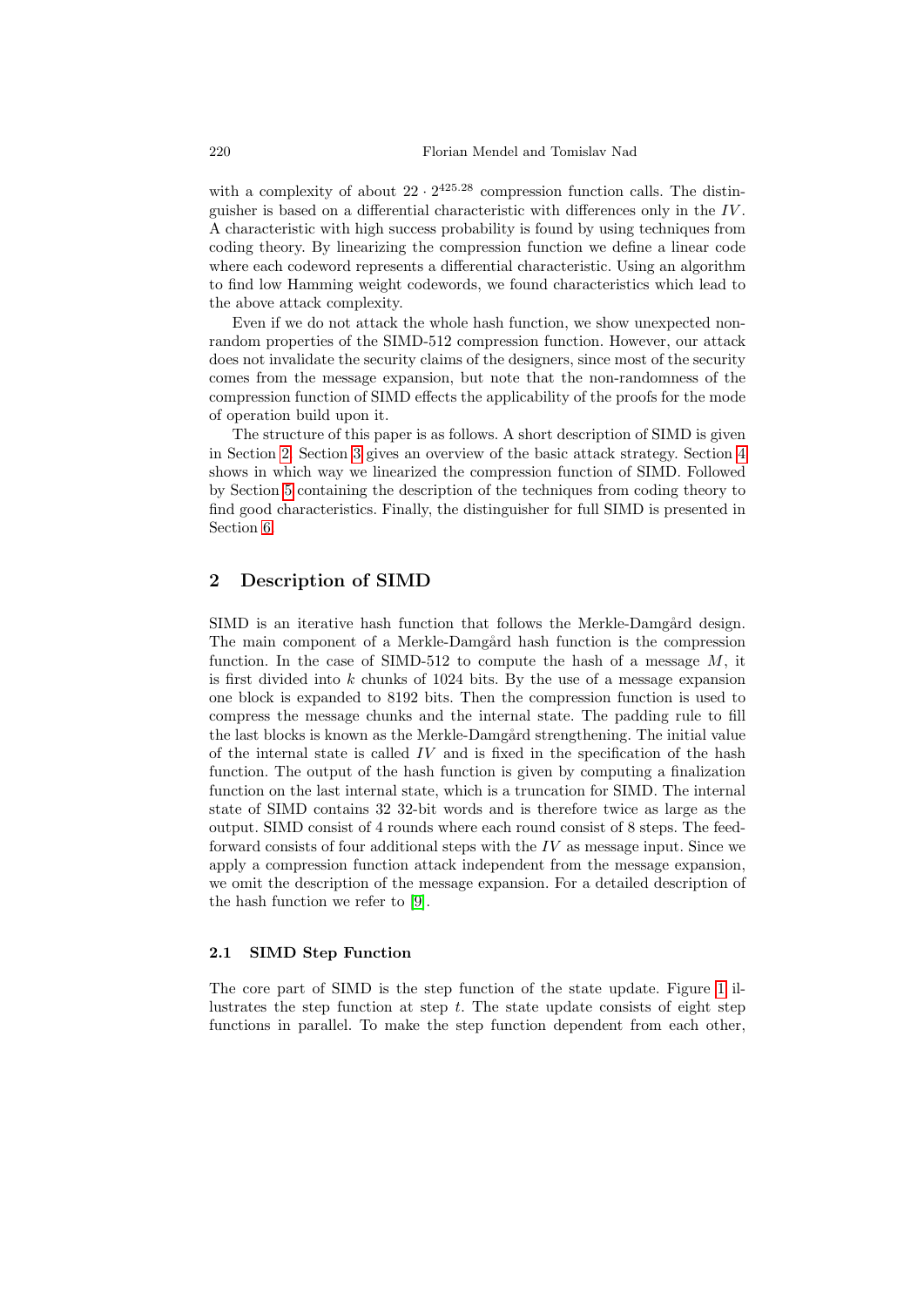with a complexity of about $22 \cdot 2^{425.28}$ compression function calls. The distinguisher is based on a differential characteristic with differences only in the $IV$. A characteristic with high success probability is found by using techniques from coding theory. By linearizing the compression function we define a linear code where each codeword represents a differential characteristic. Using an algorithm to find low Hamming weight codewords, we found characteristics which lead to the above attack complexity.

Even if we do not attack the whole hash function, we show unexpected non-random properties of the SIMD-512 compression function. However, our attack does not invalidate the security claims of the designers, since most of the security comes from the message expansion, but note that the non-randomness of the compression function of SIMD effects the applicability of the proofs for the mode of operation build upon it.

The structure of this paper is as follows. A short description of SIMD is given in Section 2. Section 3 gives an overview of the basic attack strategy. Section 4 shows in which way we linearized the compression function of SIMD. Followed by Section 5 containing the description of the techniques from coding theory to find good characteristics. Finally, the distinguisher for full SIMD is presented in Section 6.

## 2 Description of SIMD

SIMD is an iterative hash function that follows the Merkle-Damgård design. The main component of a Merkle-Damgård hash function is the compression function. In the case of SIMD-512 to compute the hash of a message $M$, it is first divided into $k$ chunks of 1024 bits. By the use of a message expansion one block is expanded to 8192 bits. Then the compression function is used to compress the message chunks and the internal state. The padding rule to fill the last blocks is known as the Merkle-Damgård strengthening. The initial value of the internal state is called $IV$ and is fixed in the specification of the hash function. The output of the hash function is given by computing a finalization function on the last internal state, which is a truncation for SIMD. The internal state of SIMD contains 32 32-bit words and is therefore twice as large as the output. SIMD consist of 4 rounds where each round consist of 8 steps. The feed-forward consists of four additional steps with the $IV$ as message input. Since we apply a compression function attack independent from the message expansion, we omit the description of the message expansion. For a detailed description of the hash function we refer to [9].

### 2.1 SIMD Step Function

The core part of SIMD is the step function of the state update. Figure 1 illustrates the step function at step $t$. The state update consists of eight step functions in parallel. To make the step function dependent from each other,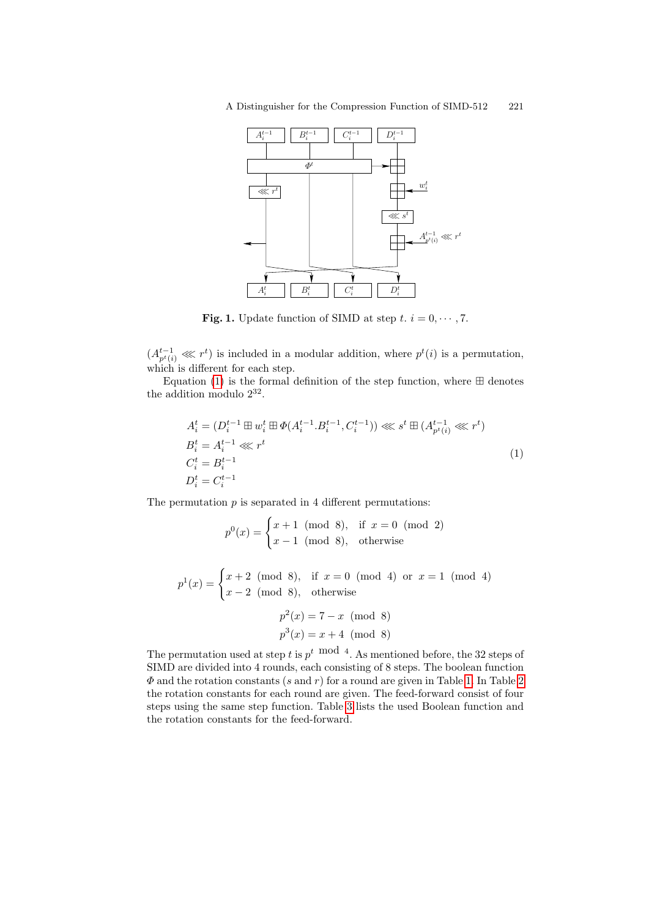**Fig. 1.** Update function of SIMD at step $t$. $i = 0, \cdots, 7$.

$(A^{t-1}_{p^t(i)} \lll r^t)$ is included in a modular addition, where $p^t(i)$ is a permutation, which is different for each step.

Equation (1) is the formal definition of the step function, where $\boxplus$ denotes the addition modulo $2^{32}$.

$$
\begin{aligned}
A^t_i &= (D^{t-1}_i \boxplus w^t_i \boxplus \Phi(A^{t-1}_i.B^{t-1}_i, C^{t-1}_i)) \lll s^t \boxplus (A^{t-1}_{p^t(i)} \lll r^t) \\
B^t_i &= A^{t-1}_i \lll r^t \\
C^t_i &= B^{t-1}_i \\
D^t_i &= C^{t-1}_i
\end{aligned}
\tag{1}
$$

The permutation $p$ is separated in 4 different permutations:

$$
p^0(x) = \begin{cases} x + 1 \pmod 8, & \text{if } x = 0 \pmod 2 \\ x - 1 \pmod 8, & \text{otherwise} \end{cases}
$$

$$
p^1(x) = \begin{cases} x + 2 \pmod 8, & \text{if } x = 0 \pmod 4 \text{ or } x = 1 \pmod 4 \\ x - 2 \pmod 8, & \text{otherwise} \end{cases}
$$

$$
p^2(x) = 7 - x \pmod 8
$$

$$
p^3(x) = x + 4 \pmod 8
$$

The permutation used at step $t$ is $p^{t \bmod 4}$. As mentioned before, the 32 steps of SIMD are divided into 4 rounds, each consisting of 8 steps. The boolean function $\Phi$ and the rotation constants ($s$ and $r$) for a round are given in Table 1. In Table 2 the rotation constants for each round are given. The feed-forward consist of four steps using the same step function. Table 3 lists the used Boolean function and the rotation constants for the feed-forward.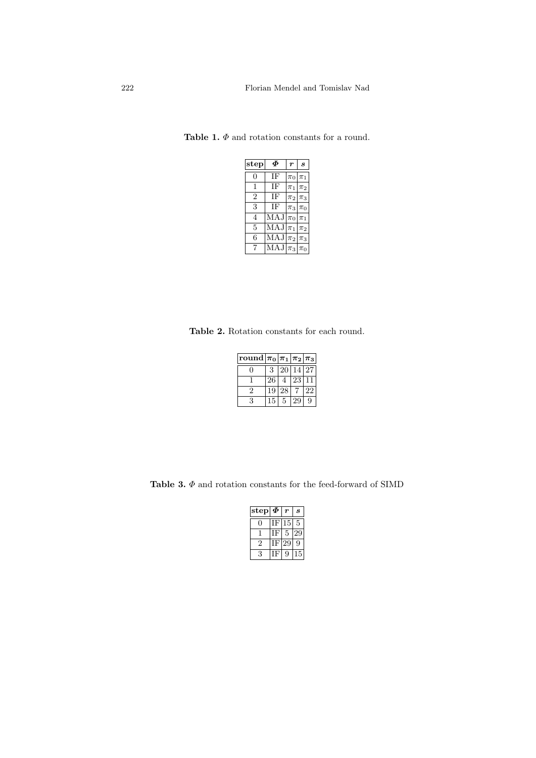**Table 1.** $\Phi$ and rotation constants for a round.

| step | $\Phi$ | $r$ | $s$ |
|---|---|---|---|
| 0 | IF | $\pi_0$ | $\pi_1$ |
| 1 | IF | $\pi_1$ | $\pi_2$ |
| 2 | IF | $\pi_2$ | $\pi_3$ |
| 3 | IF | $\pi_3$ | $\pi_0$ |
| 4 | MAJ | $\pi_0$ | $\pi_1$ |
| 5 | MAJ | $\pi_1$ | $\pi_2$ |
| 6 | MAJ | $\pi_2$ | $\pi_3$ |
| 7 | MAJ | $\pi_3$ | $\pi_0$ |

**Table 2.** Rotation constants for each round.

| round | $\pi_0$ | $\pi_1$ | $\pi_2$ | $\pi_3$ |
|---|---|---|---|---|
| 0 | 3 | 20 | 14 | 27 |
| 1 | 26 | 4 | 23 | 11 |
| 2 | 19 | 28 | 7 | 22 |
| 3 | 15 | 5 | 29 | 9 |

**Table 3.** $\Phi$ and rotation constants for the feed-forward of SIMD

| step | $\Phi$ | $r$ | $s$ |
|---|---|---|---|
| 0 | IF | 15 | 5 |
| 1 | IF | 5 | 29 |
| 2 | IF | 29 | 9 |
| 3 | IF | 9 | 15 |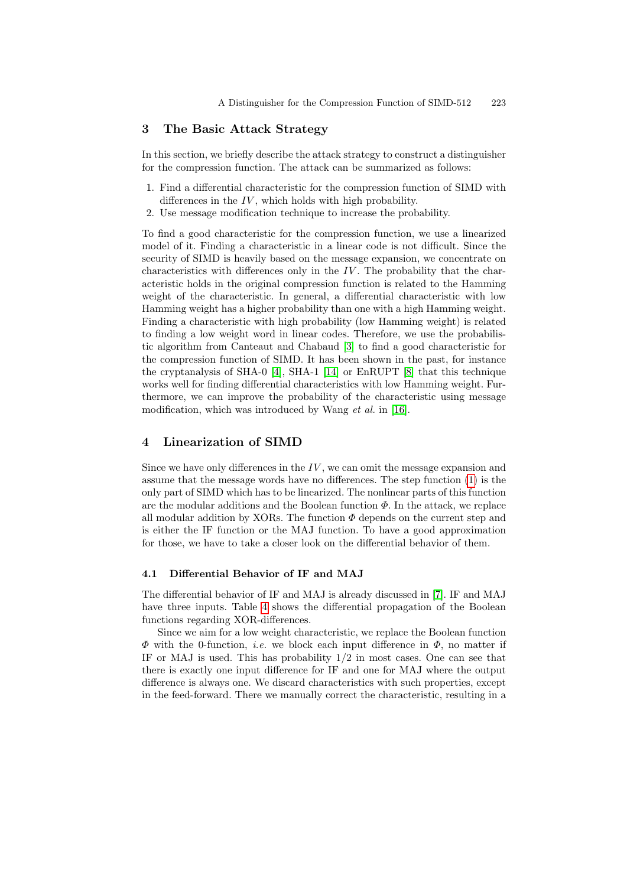## 3 The Basic Attack Strategy

In this section, we briefly describe the attack strategy to construct a distinguisher for the compression function. The attack can be summarized as follows:

1. Find a differential characteristic for the compression function of SIMD with differences in the $IV$, which holds with high probability.
2. Use message modification technique to increase the probability.

To find a good characteristic for the compression function, we use a linearized model of it. Finding a characteristic in a linear code is not difficult. Since the security of SIMD is heavily based on the message expansion, we concentrate on characteristics with differences only in the $IV$. The probability that the characteristic holds in the original compression function is related to the Hamming weight of the characteristic. In general, a differential characteristic with low Hamming weight has a higher probability than one with a high Hamming weight. Finding a characteristic with high probability (low Hamming weight) is related to finding a low weight word in linear codes. Therefore, we use the probabilistic algorithm from Canteaut and Chabaud [3] to find a good characteristic for the compression function of SIMD. It has been shown in the past, for instance the cryptanalysis of SHA-0 [4], SHA-1 [14] or EnRUPT [8] that this technique works well for finding differential characteristics with low Hamming weight. Furthermore, we can improve the probability of the characteristic using message modification, which was introduced by Wang *et al.* in [16].

## 4 Linearization of SIMD

Since we have only differences in the $IV$, we can omit the message expansion and assume that the message words have no differences. The step function (1) is the only part of SIMD which has to be linearized. The nonlinear parts of this function are the modular additions and the Boolean function $\Phi$. In the attack, we replace all modular addition by XORs. The function $\Phi$ depends on the current step and is either the IF function or the MAJ function. To have a good approximation for those, we have to take a closer look on the differential behavior of them.

### 4.1 Differential Behavior of IF and MAJ

The differential behavior of IF and MAJ is already discussed in [7]. IF and MAJ have three inputs. Table 4 shows the differential propagation of the Boolean functions regarding XOR-differences.

Since we aim for a low weight characteristic, we replace the Boolean function $\Phi$ with the 0-function, *i.e.* we block each input difference in $\Phi$, no matter if IF or MAJ is used. This has probability $1/2$ in most cases. One can see that there is exactly one input difference for IF and one for MAJ where the output difference is always one. We discard characteristics with such properties, except in the feed-forward. There we manually correct the characteristic, resulting in a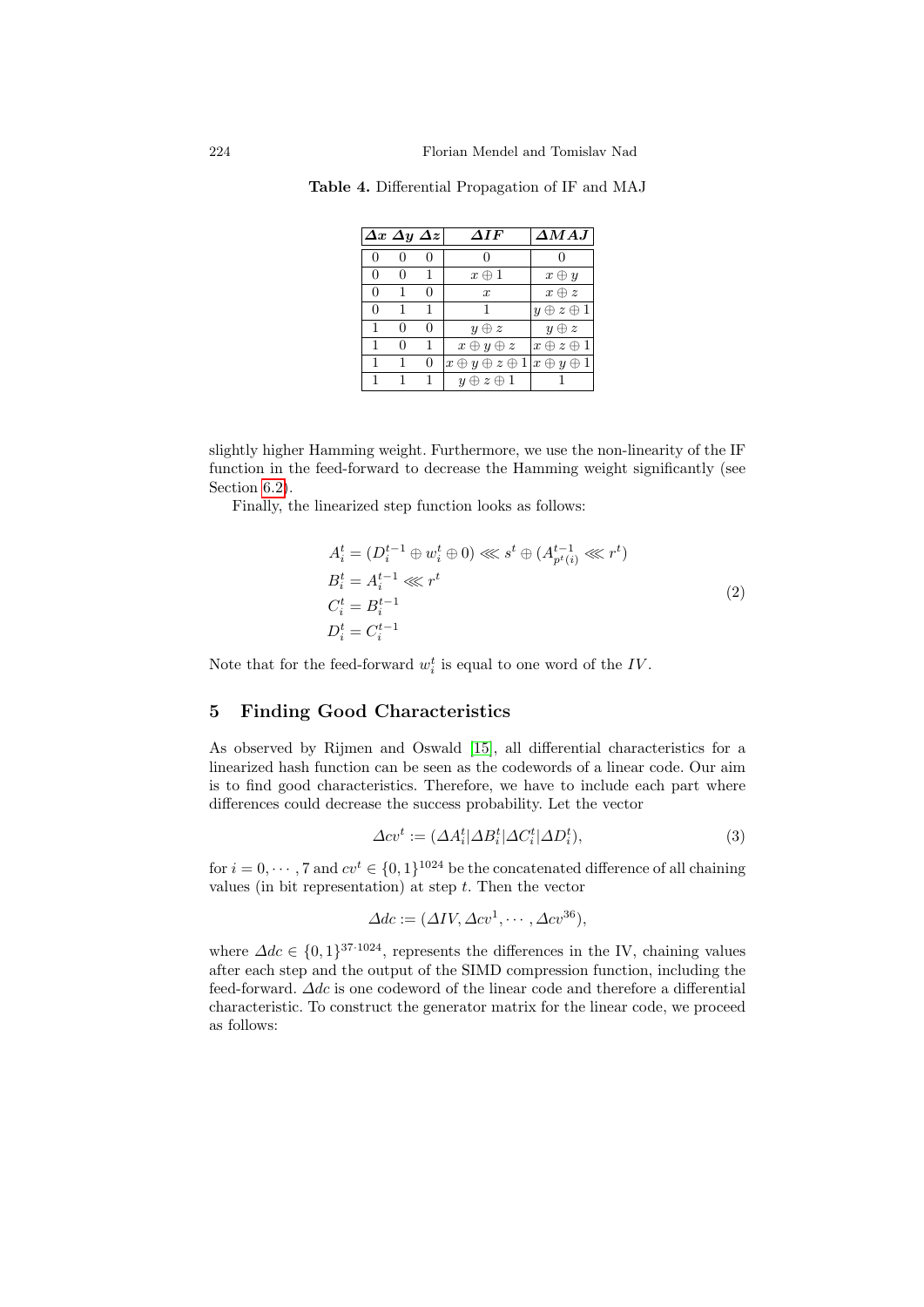**Table 4.** Differential Propagation of IF and MAJ

| $\Delta x$ | $\Delta y$ | $\Delta z$ | $\Delta IF$ | $\Delta MAJ$ |
|---|---|---|---|---|
| 0 | 0 | 0 | 0 | 0 |
| 0 | 0 | 1 | $x \oplus 1$ | $x \oplus y$ |
| 0 | 1 | 0 | $x$ | $x \oplus z$ |
| 0 | 1 | 1 | 1 | $y \oplus z \oplus 1$ |
| 1 | 0 | 0 | $y \oplus z$ | $y \oplus z$ |
| 1 | 0 | 1 | $x \oplus y \oplus z$ | $x \oplus z \oplus 1$ |
| 1 | 1 | 0 | $x \oplus y \oplus z \oplus 1$ | $x \oplus y \oplus 1$ |
| 1 | 1 | 1 | $y \oplus z \oplus 1$ | 1 |

slightly higher Hamming weight. Furthermore, we use the non-linearity of the IF function in the feed-forward to decrease the Hamming weight significantly (see Section 6.2).

Finally, the linearized step function looks as follows:

$$
\begin{aligned}
A_i^t &= (D_i^{t-1} \oplus w_i^t \oplus 0) \lll s^t \oplus (A_{p^t(i)}^{t-1} \lll r^t) \\
B_i^t &= A_i^{t-1} \lll r^t \\
C_i^t &= B_i^{t-1} \\
D_i^t &= C_i^{t-1}
\end{aligned}
\tag{2}
$$

Note that for the feed-forward $w_i^t$ is equal to one word of the $IV$.

## 5 Finding Good Characteristics

As observed by Rijmen and Oswald [15], all differential characteristics for a linearized hash function can be seen as the codewords of a linear code. Our aim is to find good characteristics. Therefore, we have to include each part where differences could decrease the success probability. Let the vector

$$
\Delta cv^t := (\Delta A_i^t | \Delta B_i^t | \Delta C_i^t | \Delta D_i^t), \tag{3}
$$

for $i = 0, \cdots, 7$ and $cv^t \in \{0,1\}^{1024}$ be the concatenated difference of all chaining values (in bit representation) at step $t$. Then the vector

$$
\Delta dc := (\Delta IV, \Delta cv^1, \cdots, \Delta cv^{36}),
$$

where $\Delta dc \in \{0,1\}^{37 \cdot 1024}$, represents the differences in the IV, chaining values after each step and the output of the SIMD compression function, including the feed-forward. $\Delta dc$ is one codeword of the linear code and therefore a differential characteristic. To construct the generator matrix for the linear code, we proceed as follows: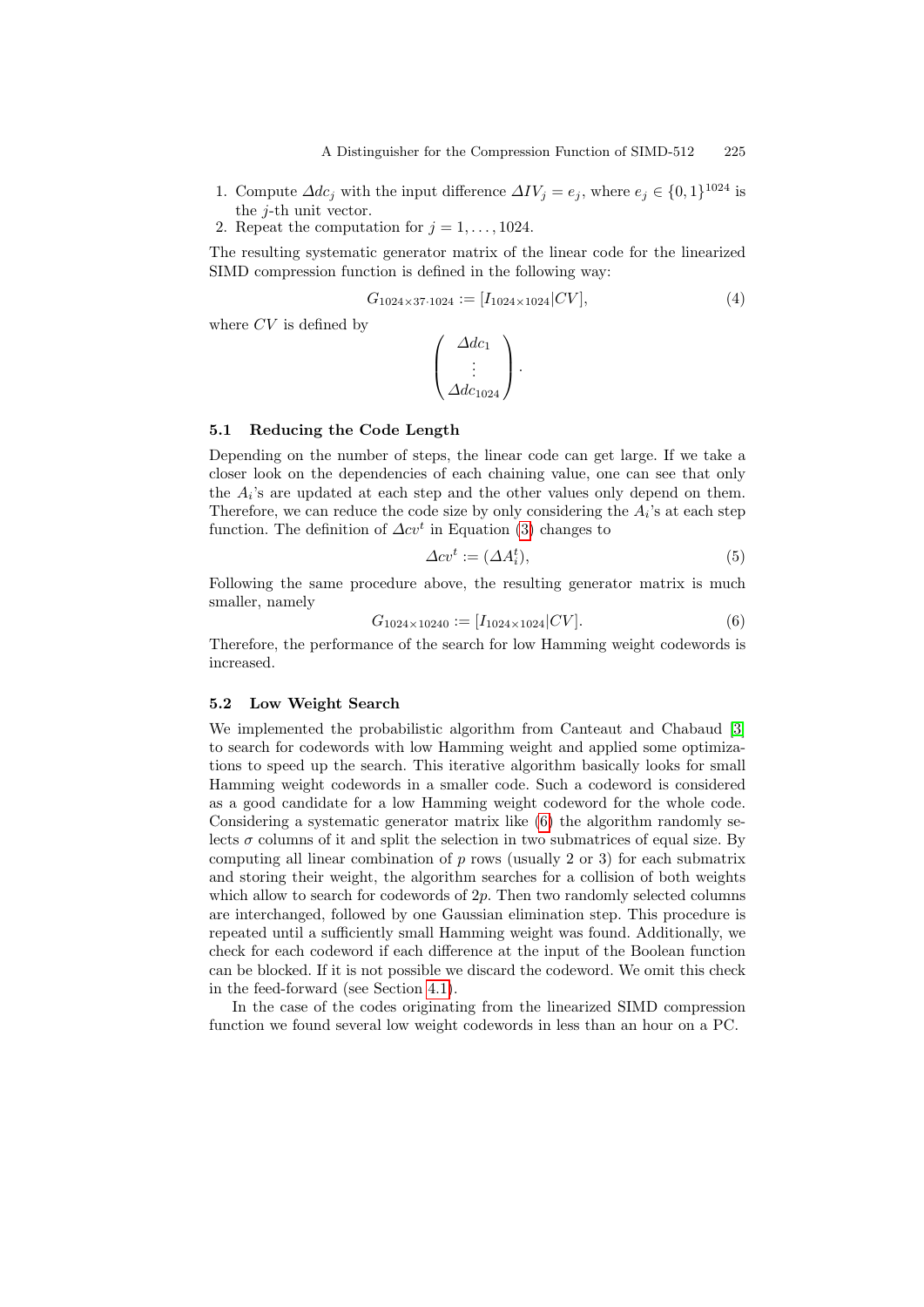1. Compute $\Delta dc_j$ with the input difference $\Delta IV_j = e_j$, where $e_j \in \{0,1\}^{1024}$ is the $j$-th unit vector.
2. Repeat the computation for $j = 1, \ldots, 1024$.

The resulting systematic generator matrix of the linear code for the linearized SIMD compression function is defined in the following way:

$$G_{1024 \times 37 \cdot 1024} := [I_{1024 \times 1024} | CV], \tag{4}$$

where $CV$ is defined by

$$\begin{pmatrix} \Delta dc_1 \\ \vdots \\ \Delta dc_{1024} \end{pmatrix}.$$

### 5.1 Reducing the Code Length

Depending on the number of steps, the linear code can get large. If we take a closer look on the dependencies of each chaining value, one can see that only the $A_i$'s are updated at each step and the other values only depend on them. Therefore, we can reduce the code size by only considering the $A_i$'s at each step function. The definition of $\Delta cv^t$ in Equation (3) changes to

$$\Delta cv^t := (\Delta A_i^t), \tag{5}$$

Following the same procedure above, the resulting generator matrix is much smaller, namely

$$G_{1024 \times 10240} := [I_{1024 \times 1024} | CV]. \tag{6}$$

Therefore, the performance of the search for low Hamming weight codewords is increased.

### 5.2 Low Weight Search

We implemented the probabilistic algorithm from Canteaut and Chabaud [3] to search for codewords with low Hamming weight and applied some optimizations to speed up the search. This iterative algorithm basically looks for small Hamming weight codewords in a smaller code. Such a codeword is considered as a good candidate for a low Hamming weight codeword for the whole code. Considering a systematic generator matrix like (6) the algorithm randomly selects $\sigma$ columns of it and split the selection in two submatrices of equal size. By computing all linear combination of $p$ rows (usually 2 or 3) for each submatrix and storing their weight, the algorithm searches for a collision of both weights which allow to search for codewords of $2p$. Then two randomly selected columns are interchanged, followed by one Gaussian elimination step. This procedure is repeated until a sufficiently small Hamming weight was found. Additionally, we check for each codeword if each difference at the input of the Boolean function can be blocked. If it is not possible we discard the codeword. We omit this check in the feed-forward (see Section 4.1).

In the case of the codes originating from the linearized SIMD compression function we found several low weight codewords in less than an hour on a PC.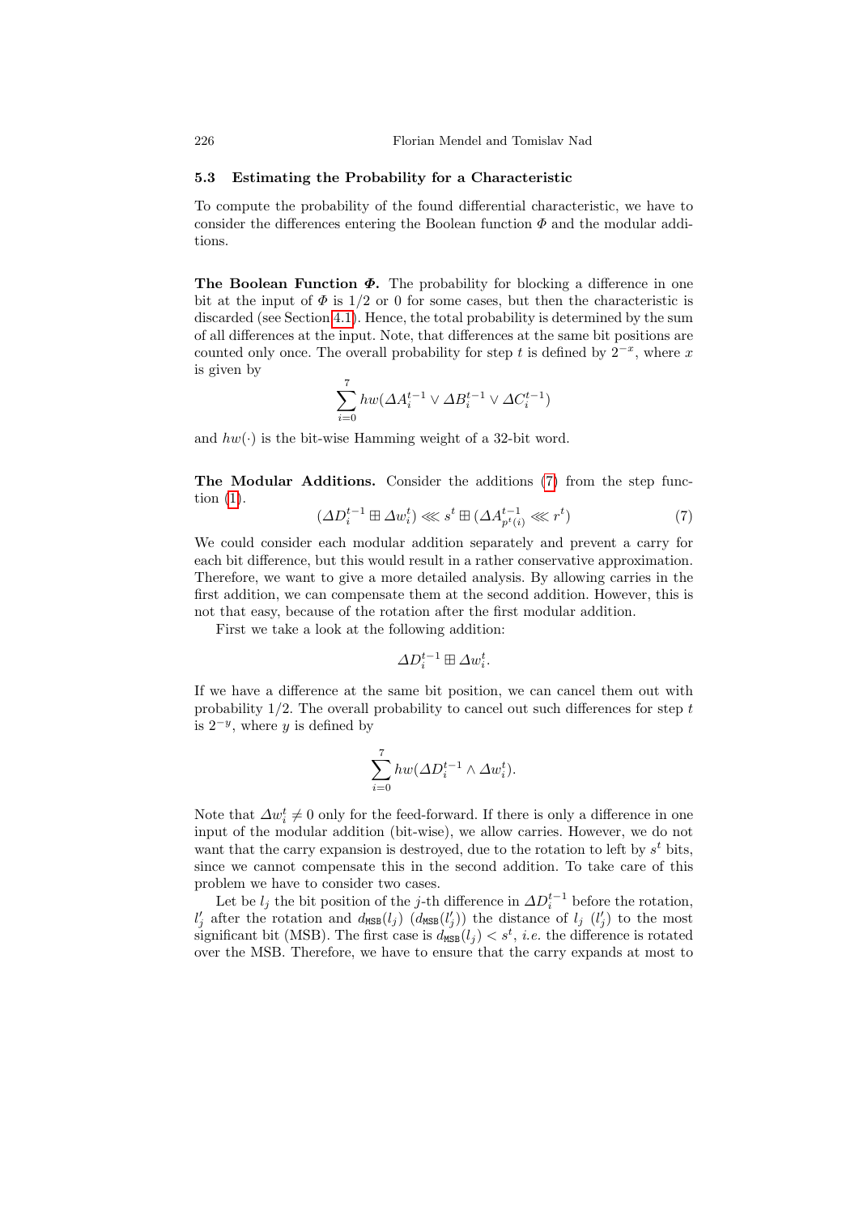### 5.3 Estimating the Probability for a Characteristic

To compute the probability of the found differential characteristic, we have to consider the differences entering the Boolean function $\Phi$ and the modular additions.

**The Boolean Function $\Phi$.** The probability for blocking a difference in one bit at the input of $\Phi$ is 1/2 or 0 for some cases, but then the characteristic is discarded (see Section 4.1). Hence, the total probability is determined by the sum of all differences at the input. Note, that differences at the same bit positions are counted only once. The overall probability for step $t$ is defined by $2^{-x}$, where $x$ is given by

$$\sum_{i=0}^{7} hw(\Delta A_i^{t-1} \vee \Delta B_i^{t-1} \vee \Delta C_i^{t-1})$$

and $hw(\cdot)$ is the bit-wise Hamming weight of a 32-bit word.

**The Modular Additions.** Consider the additions (7) from the step function (1).

$$(\Delta D_i^{t-1} \boxplus \Delta w_i^t) \lll s^t \boxplus (\Delta A_{p^t(i)}^{t-1} \lll r^t) \tag{7}$$

We could consider each modular addition separately and prevent a carry for each bit difference, but this would result in a rather conservative approximation. Therefore, we want to give a more detailed analysis. By allowing carries in the first addition, we can compensate them at the second addition. However, this is not that easy, because of the rotation after the first modular addition.

First we take a look at the following addition:

$$\Delta D_i^{t-1} \boxplus \Delta w_i^t.$$

If we have a difference at the same bit position, we can cancel them out with probability 1/2. The overall probability to cancel out such differences for step $t$ is $2^{-y}$, where $y$ is defined by

$$\sum_{i=0}^{7} hw(\Delta D_i^{t-1} \wedge \Delta w_i^t).$$

Note that $\Delta w_i^t \neq 0$ only for the feed-forward. If there is only a difference in one input of the modular addition (bit-wise), we allow carries. However, we do not want that the carry expansion is destroyed, due to the rotation to left by $s^t$ bits, since we cannot compensate this in the second addition. To take care of this problem we have to consider two cases.

Let be $l_j$ the bit position of the $j$-th difference in $\Delta D_i^{t-1}$ before the rotation, $l'_j$ after the rotation and $d_{\mathtt{MSB}}(l_j)$ ($d_{\mathtt{MSB}}(l'_j)$) the distance of $l_j$ ($l'_j$) to the most significant bit (MSB). The first case is $d_{\mathtt{MSB}}(l_j) < s^t$, *i.e.* the difference is rotated over the MSB. Therefore, we have to ensure that the carry expands at most to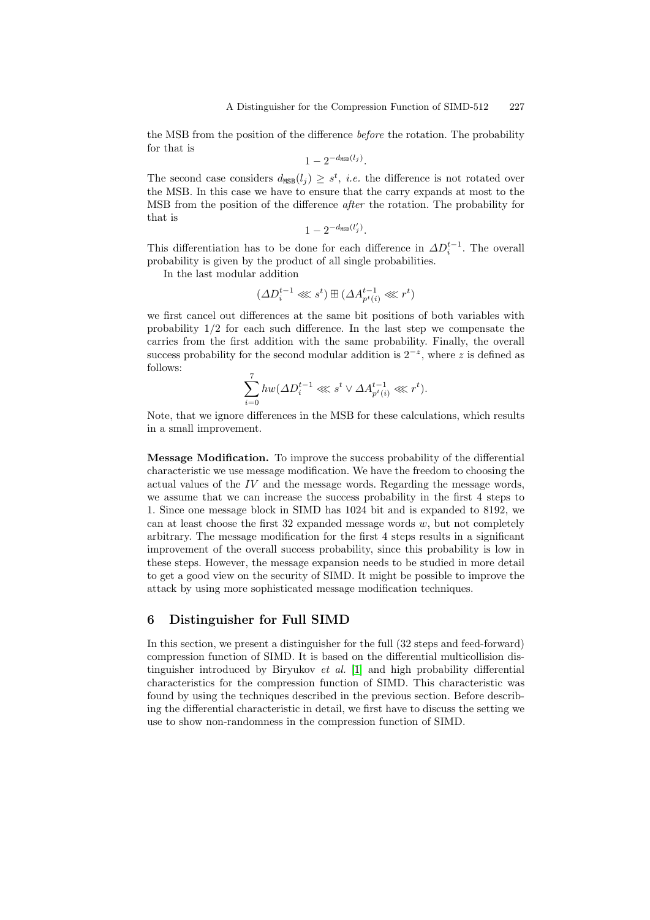the MSB from the position of the difference *before* the rotation. The probability for that is

$$1 - 2^{-d_{\mathtt{MSB}}(l_j)}.$$

The second case considers $d_{\mathtt{MSB}}(l_j) \geq s^t$, *i.e.* the difference is not rotated over the MSB. In this case we have to ensure that the carry expands at most to the MSB from the position of the difference *after* the rotation. The probability for that is

$$1 - 2^{-d_{\mathtt{MSB}}(l'_j)}.$$

This differentiation has to be done for each difference in $\varDelta D_i^{t-1}$. The overall probability is given by the product of all single probabilities.

In the last modular addition

$$(\varDelta D_i^{t-1} \lll s^t) \boxplus (\varDelta A_{p^t(i)}^{t-1} \lll r^t)$$

we first cancel out differences at the same bit positions of both variables with probability 1/2 for each such difference. In the last step we compensate the carries from the first addition with the same probability. Finally, the overall success probability for the second modular addition is $2^{-z}$, where $z$ is defined as follows:

$$\sum_{i=0}^{7} hw(\varDelta D_i^{t-1} \lll s^t \vee \varDelta A_{p^t(i)}^{t-1} \lll r^t).$$

Note, that we ignore differences in the MSB for these calculations, which results in a small improvement.

**Message Modification.** To improve the success probability of the differential characteristic we use message modification. We have the freedom to choosing the actual values of the $IV$ and the message words. Regarding the message words, we assume that we can increase the success probability in the first 4 steps to 1. Since one message block in SIMD has 1024 bit and is expanded to 8192, we can at least choose the first 32 expanded message words $w$, but not completely arbitrary. The message modification for the first 4 steps results in a significant improvement of the overall success probability, since this probability is low in these steps. However, the message expansion needs to be studied in more detail to get a good view on the security of SIMD. It might be possible to improve the attack by using more sophisticated message modification techniques.

## 6 Distinguisher for Full SIMD

In this section, we present a distinguisher for the full (32 steps and feed-forward) compression function of SIMD. It is based on the differential multicollision distinguisher introduced by Biryukov *et al.* [1] and high probability differential characteristics for the compression function of SIMD. This characteristic was found by using the techniques described in the previous section. Before describing the differential characteristic in detail, we first have to discuss the setting we use to show non-randomness in the compression function of SIMD.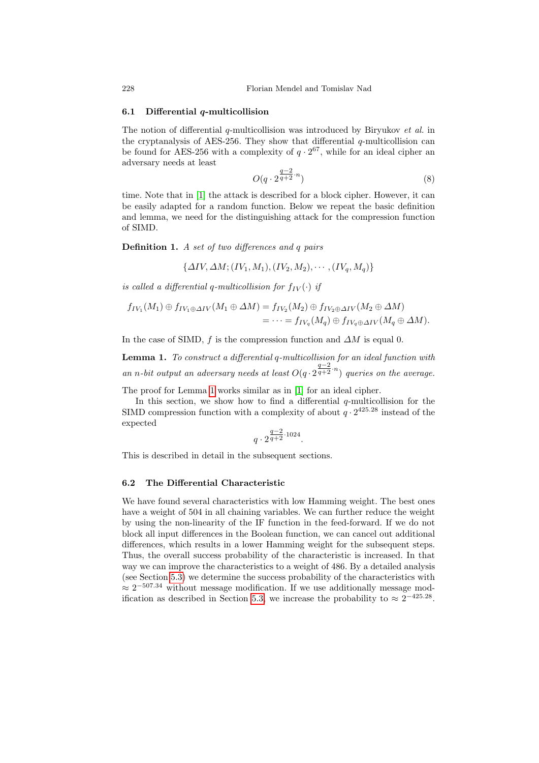### 6.1 Differential $q$-multicollision

The notion of differential $q$-multicollision was introduced by Biryukov *et al.* in the cryptanalysis of AES-256. They show that differential $q$-multicollision can be found for AES-256 with a complexity of $q \cdot 2^{67}$, while for an ideal cipher an adversary needs at least

$$O(q \cdot 2^{\frac{q-2}{q+2} \cdot n}) \tag{8}$$

time. Note that in [1] the attack is described for a block cipher. However, it can be easily adapted for a random function. Below we repeat the basic definition and lemma, we need for the distinguishing attack for the compression function of SIMD.

**Definition 1.** *A set of two differences and $q$ pairs*

$$\{\Delta IV, \Delta M; (IV_1, M_1), (IV_2, M_2), \cdots, (IV_q, M_q)\}$$

*is called a differential $q$-multicollision for $f_{IV}(\cdot)$ if*

$$\begin{aligned} f_{IV_1}(M_1) \oplus f_{IV_1 \oplus \Delta IV}(M_1 \oplus \Delta M) &= f_{IV_2}(M_2) \oplus f_{IV_2 \oplus \Delta IV}(M_2 \oplus \Delta M) \\ &= \cdots = f_{IV_q}(M_q) \oplus f_{IV_q \oplus \Delta IV}(M_q \oplus \Delta M). \end{aligned}$$

In the case of SIMD, $f$ is the compression function and $\Delta M$ is equal 0.

**Lemma 1.** *To construct a differential $q$-multicollision for an ideal function with an $n$-bit output an adversary needs at least $O(q \cdot 2^{\frac{q-2}{q+2} \cdot n})$ queries on the average.*

The proof for Lemma 1 works similar as in [1] for an ideal cipher.

In this section, we show how to find a differential $q$-multicollision for the SIMD compression function with a complexity of about $q \cdot 2^{425.28}$ instead of the expected

$$q \cdot 2^{\frac{q-2}{q+2} \cdot 1024}.$$

This is described in detail in the subsequent sections.

### 6.2 The Differential Characteristic

We have found several characteristics with low Hamming weight. The best ones have a weight of 504 in all chaining variables. We can further reduce the weight by using the non-linearity of the IF function in the feed-forward. If we do not block all input differences in the Boolean function, we can cancel out additional differences, which results in a lower Hamming weight for the subsequent steps. Thus, the overall success probability of the characteristic is increased. In that way we can improve the characteristics to a weight of 486. By a detailed analysis (see Section 5.3) we determine the success probability of the characteristics with $\approx 2^{-507.34}$ without message modification. If we use additionally message modification as described in Section 5.3, we increase the probability to $\approx 2^{-425.28}$.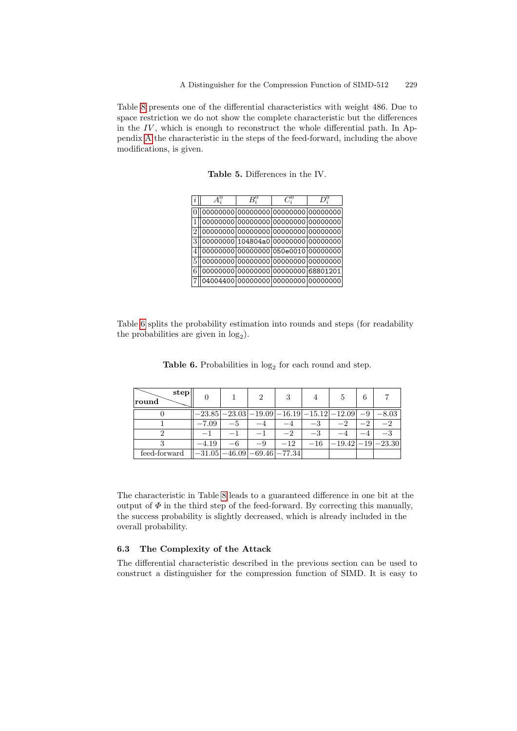Table 8 presents one of the differential characteristics with weight 486. Due to space restriction we do not show the complete characteristic but the differences in the $IV$, which is enough to reconstruct the whole differential path. In Appendix A the characteristic in the steps of the feed-forward, including the above modifications, is given.

**Table 5.** Differences in the IV.

| $i$ | $A_i^0$ | $B_i^0$ | $C_i^0$ | $D_i^0$ |
|---|---|---|---|---|
| 0 | 00000000 | 00000000 | 00000000 | 00000000 |
| 1 | 00000000 | 00000000 | 00000000 | 00000000 |
| 2 | 00000000 | 00000000 | 00000000 | 00000000 |
| 3 | 00000000 | 104804a0 | 00000000 | 00000000 |
| 4 | 00000000 | 00000000 | 050e0010 | 00000000 |
| 5 | 00000000 | 00000000 | 00000000 | 00000000 |
| 6 | 00000000 | 00000000 | 00000000 | 68801201 |
| 7 | 04004400 | 00000000 | 00000000 | 00000000 |

Table 6 splits the probability estimation into rounds and steps (for readability the probabilities are given in $\log_2$).

**Table 6.** Probabilities in $\log_2$ for each round and step.

| round \ step | 0 | 1 | 2 | 3 | 4 | 5 | 6 | 7 |
|---|---|---|---|---|---|---|---|---|
| 0 | $-23.85$ | $-23.03$ | $-19.09$ | $-16.19$ | $-15.12$ | $-12.09$ | $-9$ | $-8.03$ |
| 1 | $-7.09$ | $-5$ | $-4$ | $-4$ | $-3$ | $-2$ | $-2$ | $-2$ |
| 2 | $-1$ | $-1$ | $-1$ | $-2$ | $-3$ | $-4$ | $-4$ | $-3$ |
| 3 | $-4.19$ | $-6$ | $-9$ | $-12$ | $-16$ | $-19.42$ | $-19$ | $-23.30$ |
| feed-forward | $-31.05$ | $-46.09$ | $-69.46$ | $-77.34$ | | | | |

The characteristic in Table 8 leads to a guaranteed difference in one bit at the output of $\Phi$ in the third step of the feed-forward. By correcting this manually, the success probability is slightly decreased, which is already included in the overall probability.

### 6.3 The Complexity of the Attack

The differential characteristic described in the previous section can be used to construct a distinguisher for the compression function of SIMD. It is easy to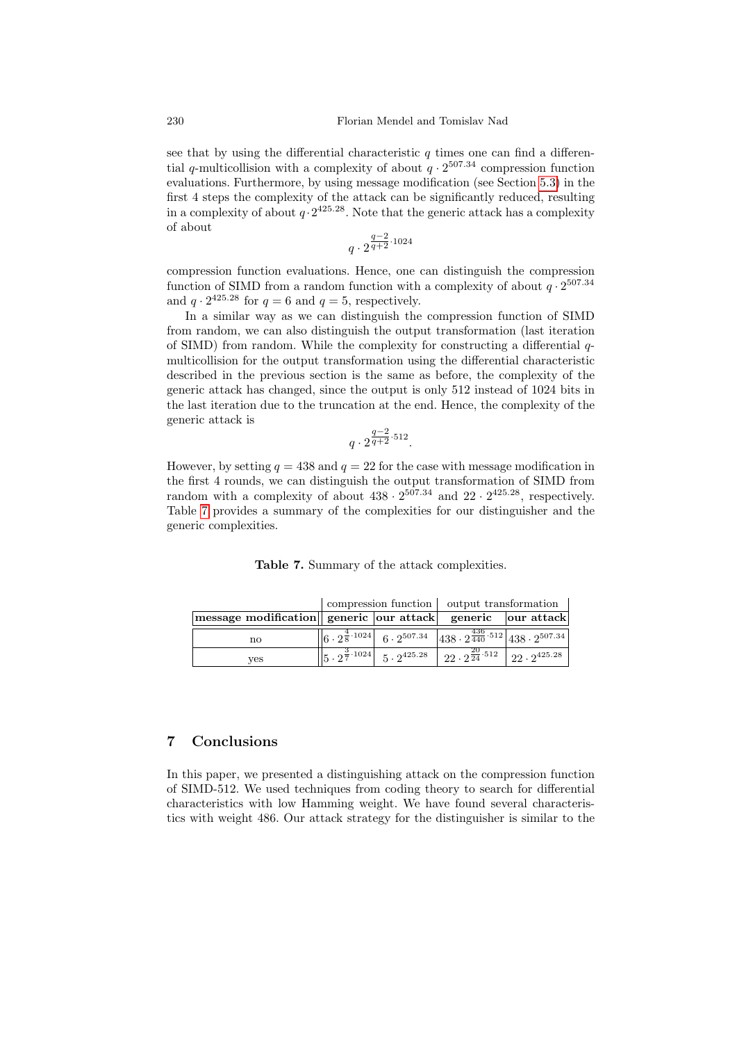see that by using the differential characteristic $q$ times one can find a differential $q$-multicollision with a complexity of about $q \cdot 2^{507.34}$ compression function evaluations. Furthermore, by using message modification (see Section 5.3) in the first 4 steps the complexity of the attack can be significantly reduced, resulting in a complexity of about $q \cdot 2^{425.28}$. Note that the generic attack has a complexity of about

$$q \cdot 2^{\frac{q-2}{q+2} \cdot 1024}$$

compression function evaluations. Hence, one can distinguish the compression function of SIMD from a random function with a complexity of about $q \cdot 2^{507.34}$ and $q \cdot 2^{425.28}$ for $q = 6$ and $q = 5$, respectively.

In a similar way as we can distinguish the compression function of SIMD from random, we can also distinguish the output transformation (last iteration of SIMD) from random. While the complexity for constructing a differential $q$-multicollision for the output transformation using the differential characteristic described in the previous section is the same as before, the complexity of the generic attack has changed, since the output is only 512 instead of 1024 bits in the last iteration due to the truncation at the end. Hence, the complexity of the generic attack is

$$q \cdot 2^{\frac{q-2}{q+2} \cdot 512}.$$

However, by setting $q = 438$ and $q = 22$ for the case with message modification in the first 4 rounds, we can distinguish the output transformation of SIMD from random with a complexity of about $438 \cdot 2^{507.34}$ and $22 \cdot 2^{425.28}$, respectively. Table 7 provides a summary of the complexities for our distinguisher and the generic complexities.

**Table 7.** Summary of the attack complexities.

| | compression function | | output transformation | |
|---|---|---|---|---|
| **message modification** | **generic** | **our attack** | **generic** | **our attack** |
| no | $6 \cdot 2^{\frac{4}{8} \cdot 1024}$ | $6 \cdot 2^{507.34}$ | $438 \cdot 2^{\frac{436}{440} \cdot 512}$ | $438 \cdot 2^{507.34}$ |
| yes | $5 \cdot 2^{\frac{3}{7} \cdot 1024}$ | $5 \cdot 2^{425.28}$ | $22 \cdot 2^{\frac{20}{24} \cdot 512}$ | $22 \cdot 2^{425.28}$ |

## 7 Conclusions

In this paper, we presented a distinguishing attack on the compression function of SIMD-512. We used techniques from coding theory to search for differential characteristics with low Hamming weight. We have found several characteristics with weight 486. Our attack strategy for the distinguisher is similar to the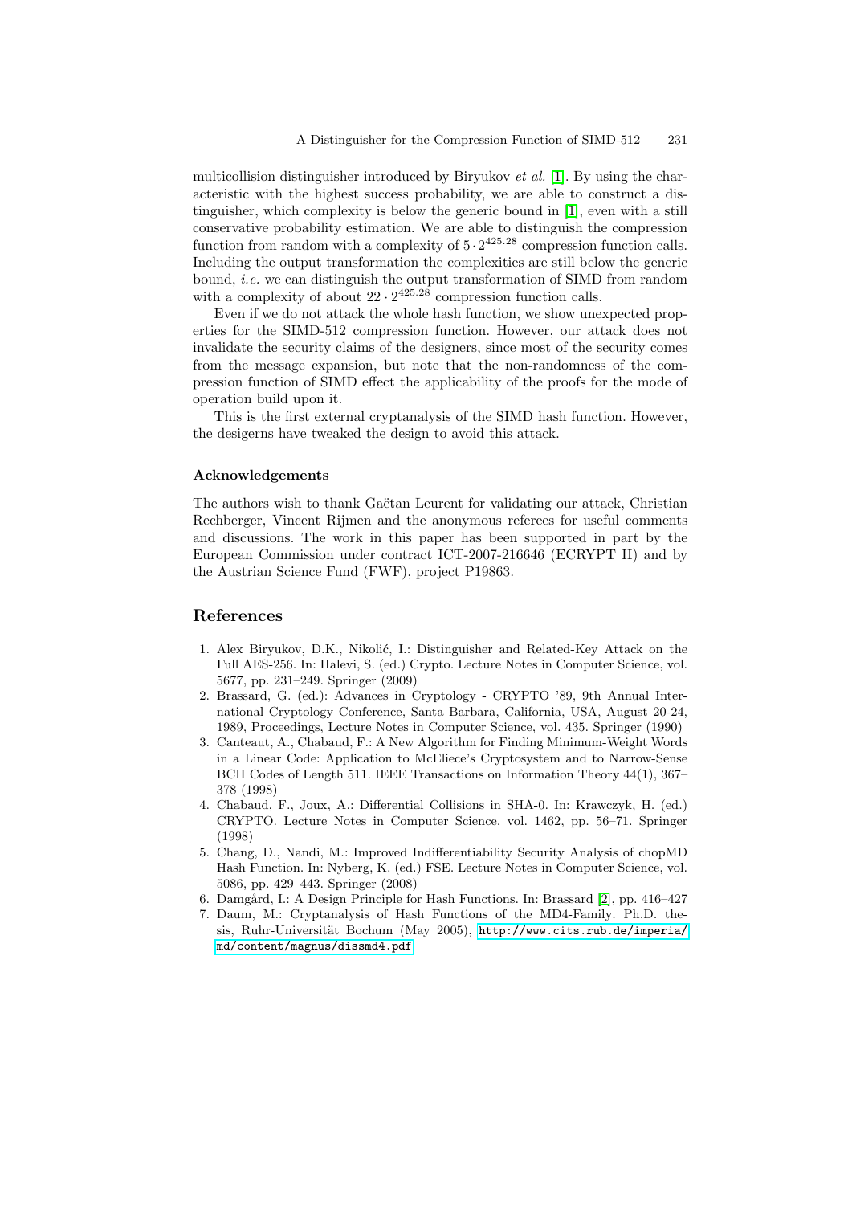multicollision distinguisher introduced by Biryukov *et al.* [1]. By using the characteristic with the highest success probability, we are able to construct a distinguisher, which complexity is below the generic bound in [1], even with a still conservative probability estimation. We are able to distinguish the compression function from random with a complexity of $5 \cdot 2^{425.28}$ compression function calls. Including the output transformation the complexities are still below the generic bound, *i.e.* we can distinguish the output transformation of SIMD from random with a complexity of about $22 \cdot 2^{425.28}$ compression function calls.

Even if we do not attack the whole hash function, we show unexpected properties for the SIMD-512 compression function. However, our attack does not invalidate the security claims of the designers, since most of the security comes from the message expansion, but note that the non-randomness of the compression function of SIMD effect the applicability of the proofs for the mode of operation build upon it.

This is the first external cryptanalysis of the SIMD hash function. However, the desigerns have tweaked the design to avoid this attack.

### Acknowledgements

The authors wish to thank Gaëtan Leurent for validating our attack, Christian Rechberger, Vincent Rijmen and the anonymous referees for useful comments and discussions. The work in this paper has been supported in part by the European Commission under contract ICT-2007-216646 (ECRYPT II) and by the Austrian Science Fund (FWF), project P19863.

## References

1. Alex Biryukov, D.K., Nikolić, I.: Distinguisher and Related-Key Attack on the Full AES-256. In: Halevi, S. (ed.) Crypto. Lecture Notes in Computer Science, vol. 5677, pp. 231–249. Springer (2009)
2. Brassard, G. (ed.): Advances in Cryptology - CRYPTO '89, 9th Annual International Cryptology Conference, Santa Barbara, California, USA, August 20-24, 1989, Proceedings, Lecture Notes in Computer Science, vol. 435. Springer (1990)
3. Canteaut, A., Chabaud, F.: A New Algorithm for Finding Minimum-Weight Words in a Linear Code: Application to McEliece's Cryptosystem and to Narrow-Sense BCH Codes of Length 511. IEEE Transactions on Information Theory 44(1), 367–378 (1998)
4. Chabaud, F., Joux, A.: Differential Collisions in SHA-0. In: Krawczyk, H. (ed.) CRYPTO. Lecture Notes in Computer Science, vol. 1462, pp. 56–71. Springer (1998)
5. Chang, D., Nandi, M.: Improved Indifferentiability Security Analysis of chopMD Hash Function. In: Nyberg, K. (ed.) FSE. Lecture Notes in Computer Science, vol. 5086, pp. 429–443. Springer (2008)
6. Damgård, I.: A Design Principle for Hash Functions. In: Brassard [2], pp. 416–427
7. Daum, M.: Cryptanalysis of Hash Functions of the MD4-Family. Ph.D. thesis, Ruhr-Universität Bochum (May 2005), http://www.cits.rub.de/imperia/md/content/magnus/dissmd4.pdf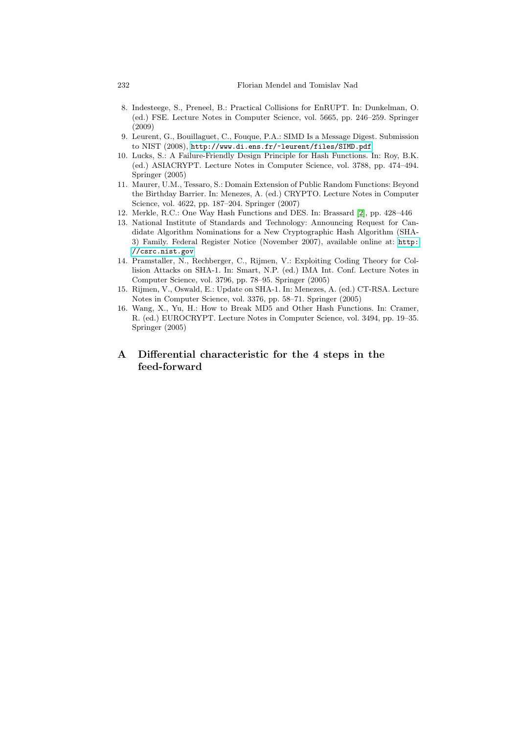8. Indesteege, S., Preneel, B.: Practical Collisions for EnRUPT. In: Dunkelman, O. (ed.) FSE. Lecture Notes in Computer Science, vol. 5665, pp. 246–259. Springer (2009)
9. Leurent, G., Bouillaguet, C., Fouque, P.A.: SIMD Is a Message Digest. Submission to NIST (2008), http://www.di.ens.fr/~leurent/files/SIMD.pdf
10. Lucks, S.: A Failure-Friendly Design Principle for Hash Functions. In: Roy, B.K. (ed.) ASIACRYPT. Lecture Notes in Computer Science, vol. 3788, pp. 474–494. Springer (2005)
11. Maurer, U.M., Tessaro, S.: Domain Extension of Public Random Functions: Beyond the Birthday Barrier. In: Menezes, A. (ed.) CRYPTO. Lecture Notes in Computer Science, vol. 4622, pp. 187–204. Springer (2007)
12. Merkle, R.C.: One Way Hash Functions and DES. In: Brassard [2], pp. 428–446
13. National Institute of Standards and Technology: Announcing Request for Candidate Algorithm Nominations for a New Cryptographic Hash Algorithm (SHA-3) Family. Federal Register Notice (November 2007), available online at: http://csrc.nist.gov
14. Pramstaller, N., Rechberger, C., Rijmen, V.: Exploiting Coding Theory for Collision Attacks on SHA-1. In: Smart, N.P. (ed.) IMA Int. Conf. Lecture Notes in Computer Science, vol. 3796, pp. 78–95. Springer (2005)
15. Rijmen, V., Oswald, E.: Update on SHA-1. In: Menezes, A. (ed.) CT-RSA. Lecture Notes in Computer Science, vol. 3376, pp. 58–71. Springer (2005)
16. Wang, X., Yu, H.: How to Break MD5 and Other Hash Functions. In: Cramer, R. (ed.) EUROCRYPT. Lecture Notes in Computer Science, vol. 3494, pp. 19–35. Springer (2005)

# A Differential characteristic for the 4 steps in the feed-forward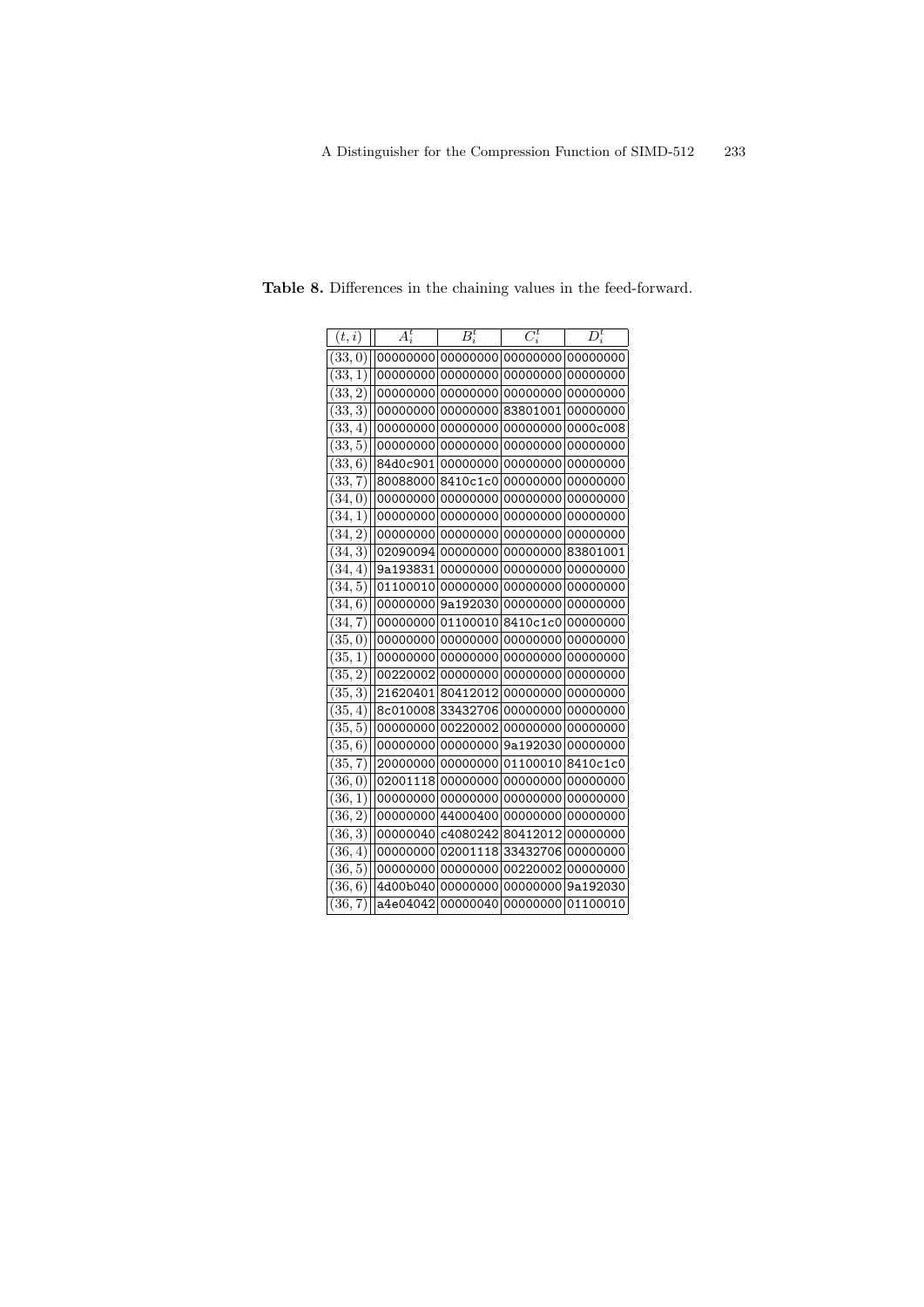**Table 8.** Differences in the chaining values in the feed-forward.

| $(t, i)$ | $A_i^t$ | $B_i^t$ | $C_i^t$ | $D_i^t$ |
|---|---|---|---|---|
| $(33, 0)$ | 00000000 | 00000000 | 00000000 | 00000000 |
| $(33, 1)$ | 00000000 | 00000000 | 00000000 | 00000000 |
| $(33, 2)$ | 00000000 | 00000000 | 00000000 | 00000000 |
| $(33, 3)$ | 00000000 | 00000000 | 83801001 | 00000000 |
| $(33, 4)$ | 00000000 | 00000000 | 00000000 | 0000c008 |
| $(33, 5)$ | 00000000 | 00000000 | 00000000 | 00000000 |
| $(33, 6)$ | 84d0c901 | 00000000 | 00000000 | 00000000 |
| $(33, 7)$ | 80088000 | 8410c1c0 | 00000000 | 00000000 |
| $(34, 0)$ | 00000000 | 00000000 | 00000000 | 00000000 |
| $(34, 1)$ | 00000000 | 00000000 | 00000000 | 00000000 |
| $(34, 2)$ | 00000000 | 00000000 | 00000000 | 00000000 |
| $(34, 3)$ | 02090094 | 00000000 | 00000000 | 83801001 |
| $(34, 4)$ | 9a193831 | 00000000 | 00000000 | 00000000 |
| $(34, 5)$ | 01100010 | 00000000 | 00000000 | 00000000 |
| $(34, 6)$ | 00000000 | 9a192030 | 00000000 | 00000000 |
| $(34, 7)$ | 00000000 | 01100010 | 8410c1c0 | 00000000 |
| $(35, 0)$ | 00000000 | 00000000 | 00000000 | 00000000 |
| $(35, 1)$ | 00000000 | 00000000 | 00000000 | 00000000 |
| $(35, 2)$ | 00220002 | 00000000 | 00000000 | 00000000 |
| $(35, 3)$ | 21620401 | 80412012 | 00000000 | 00000000 |
| $(35, 4)$ | 8c010008 | 33432706 | 00000000 | 00000000 |
| $(35, 5)$ | 00000000 | 00220002 | 00000000 | 00000000 |
| $(35, 6)$ | 00000000 | 00000000 | 9a192030 | 00000000 |
| $(35, 7)$ | 20000000 | 00000000 | 01100010 | 8410c1c0 |
| $(36, 0)$ | 02001118 | 00000000 | 00000000 | 00000000 |
| $(36, 1)$ | 00000000 | 00000000 | 00000000 | 00000000 |
| $(36, 2)$ | 00000000 | 44000400 | 00000000 | 00000000 |
| $(36, 3)$ | 00000040 | c4080242 | 80412012 | 00000000 |
| $(36, 4)$ | 00000000 | 02001118 | 33432706 | 00000000 |
| $(36, 5)$ | 00000000 | 00000000 | 00220002 | 00000000 |
| $(36, 6)$ | 4d00b040 | 00000000 | 00000000 | 9a192030 |
| $(36, 7)$ | a4e04042 | 00000040 | 00000000 | 01100010 |